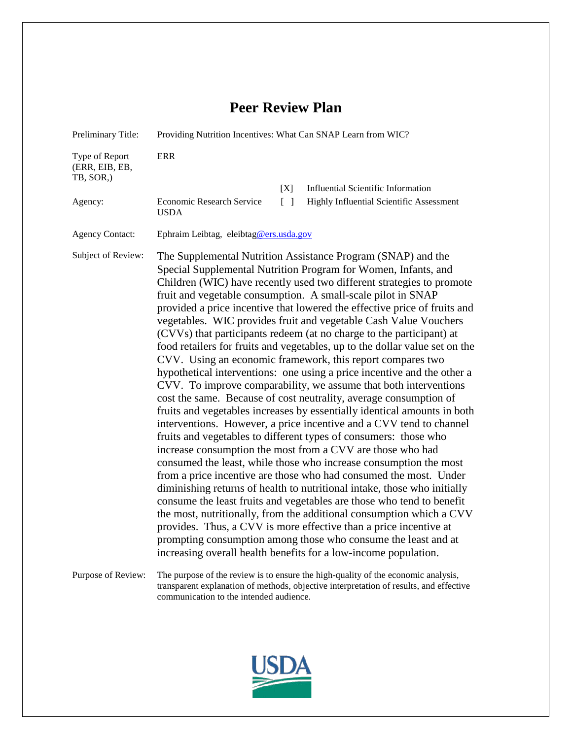# Peer Review Plan

| | |
|---|---|
| Preliminary Title: | Providing Nutrition Incentives: What Can SNAP Learn from WIC? |
| Type of Report (ERR, EIB, EB, TB, SOR,) | ERR |
| Agency: | Economic Research Service USDA |
| | [X] Influential Scientific Information |
| | [ ] Highly Influential Scientific Assessment |
| Agency Contact: | Ephraim Leibtag, eleibtag@ers.usda.gov |

**Subject of Review:** The Supplemental Nutrition Assistance Program (SNAP) and the Special Supplemental Nutrition Program for Women, Infants, and Children (WIC) have recently used two different strategies to promote fruit and vegetable consumption. A small-scale pilot in SNAP provided a price incentive that lowered the effective price of fruits and vegetables. WIC provides fruit and vegetable Cash Value Vouchers (CVVs) that participants redeem (at no charge to the participant) at food retailers for fruits and vegetables, up to the dollar value set on the CVV. Using an economic framework, this report compares two hypothetical interventions: one using a price incentive and the other a CVV. To improve comparability, we assume that both interventions cost the same. Because of cost neutrality, average consumption of fruits and vegetables increases by essentially identical amounts in both interventions. However, a price incentive and a CVV tend to channel fruits and vegetables to different types of consumers: those who increase consumption the most from a CVV are those who had consumed the least, while those who increase consumption the most from a price incentive are those who had consumed the most. Under diminishing returns of health to nutritional intake, those who initially consume the least fruits and vegetables are those who tend to benefit the most, nutritionally, from the additional consumption which a CVV provides. Thus, a CVV is more effective than a price incentive at prompting consumption among those who consume the least and at increasing overall health benefits for a low-income population.

**Purpose of Review:** The purpose of the review is to ensure the high-quality of the economic analysis, transparent explanation of methods, objective interpretation of results, and effective communication to the intended audience.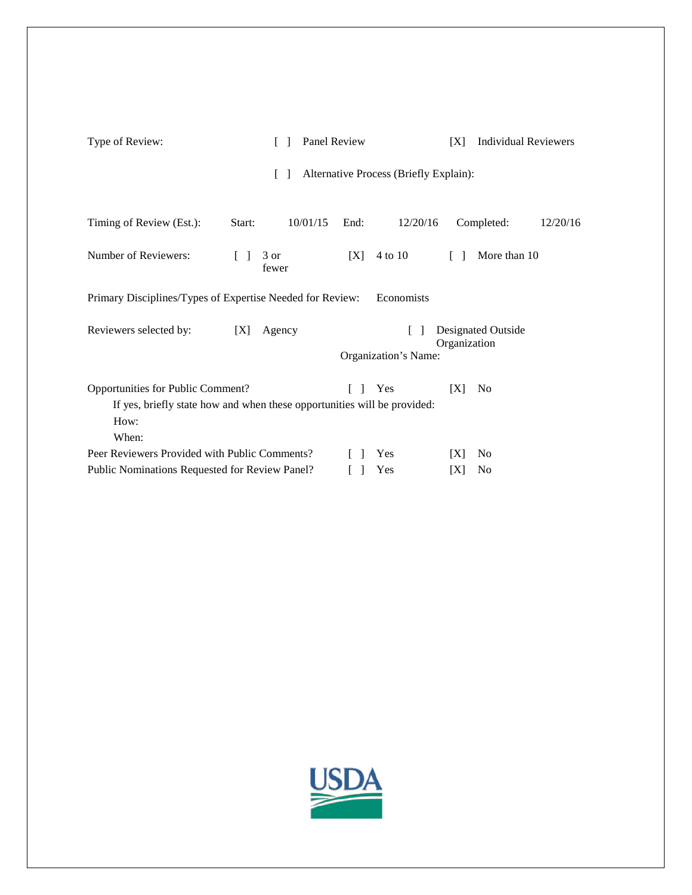Type of Review: [ ] Panel Review [X] Individual Reviewers

[ ] Alternative Process (Briefly Explain):

Timing of Review (Est.): Start: 10/01/15 End: 12/20/16 Completed: 12/20/16

Number of Reviewers: [ ] 3 or fewer [X] 4 to 10 [ ] More than 10

Primary Disciplines/Types of Expertise Needed for Review: Economists

Reviewers selected by: [X] Agency [ ] Designated Outside Organization

Organization's Name:

Opportunities for Public Comment? [ ] Yes [X] No

If yes, briefly state how and when these opportunities will be provided:

How:

When:

Peer Reviewers Provided with Public Comments? [ ] Yes [X] No

Public Nominations Requested for Review Panel? [ ] Yes [X] No

USDA